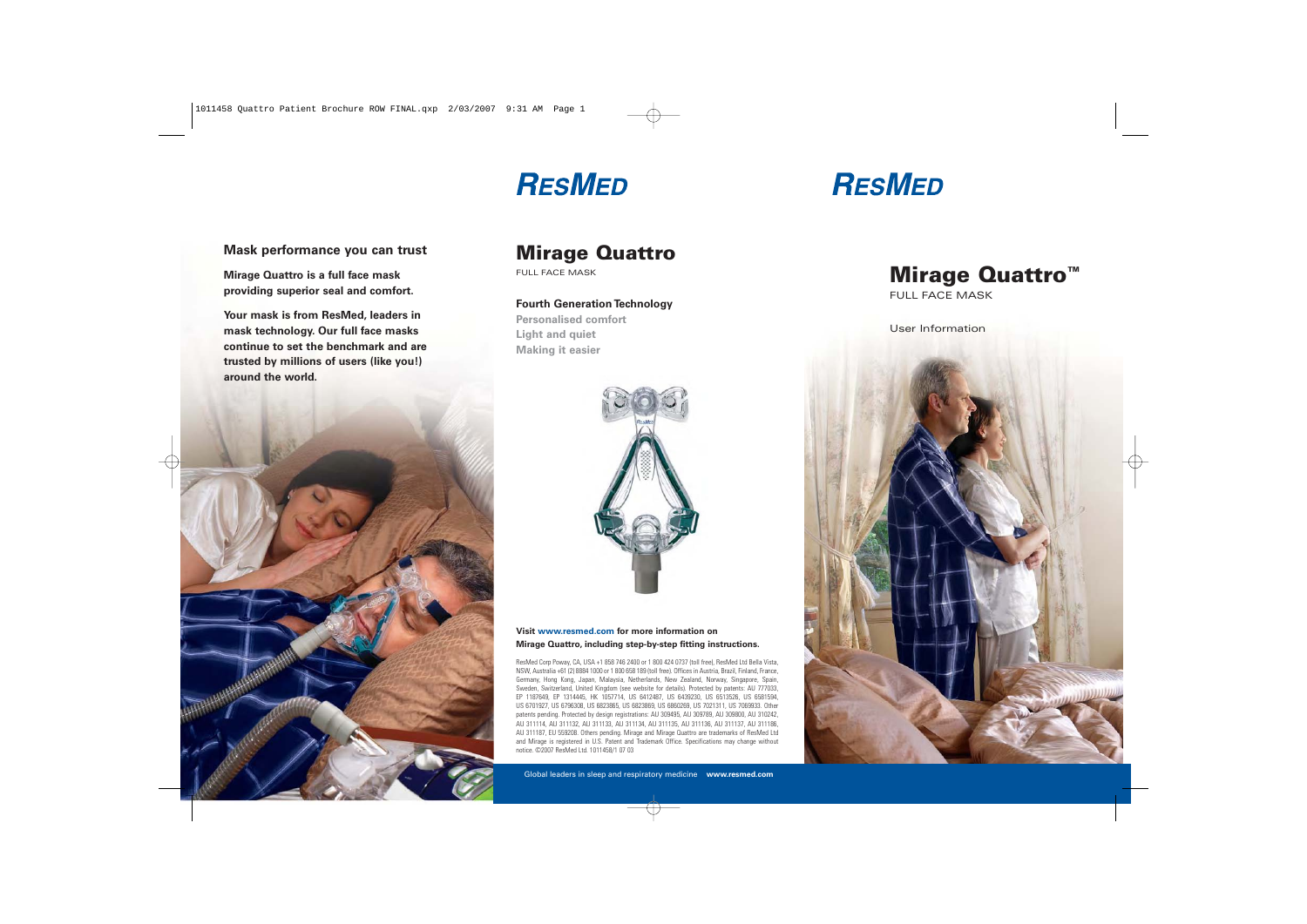## Mask performance you can trust

**Mirage Quattro is a full face mask providing superior seal and comfort.**

**Your mask is from ResMed, leaders in mask technology. Our full face masks continue to set the benchmark and are trusted by millions of users (like you!) around the world.**

RESMED

# Mirage Quattro

FULL FACE MASK

### Fourth Generation Technology

**Personalised comfort**
**Light and quiet**
**Making it easier**

**Visit www.resmed.com for more information on Mirage Quattro, including step-by-step fitting instructions.**

ResMed Corp Poway, CA, USA +1 858 746 2400 or 1 800 424 0737 (toll free), ResMed Ltd Bella Vista, NSW, Australia +61 (2) 8884 1000 or 1 800 658 189 (toll free). Offices in Austria, Brazil, Finland, France, Germany, Hong Kong, Japan, Malaysia, Netherlands, New Zealand, Norway, Singapore, Spain, Sweden, Switzerland, United Kingdom (see website for details). Protected by patents: AU 777033, EP 1187649, EP 1314445, HK 1057714, US 6412487, US 6439230, US 6513526, US 6581594, US 6701927, US 6796308, US 6823865, US 6823869, US 6860269, US 7021311, US 7069933. Other patents pending. Protected by design registrations: AU 309495, AU 309789, AU 309800, AU 310242, AU 311114, AU 311132, AU 311133, AU 311134, AU 311135, AU 311136, AU 311137, AU 311186, AU 311187, EU 559208. Others pending. Mirage and Mirage Quattro are trademarks of ResMed Ltd and Mirage is registered in U.S. Patent and Trademark Office. Specifications may change without notice. ©2007 ResMed Ltd. 1011458/1 07 03

Global leaders in sleep and respiratory medicine **www.resmed.com**

RESMED

# Mirage Quattro™

FULL FACE MASK

User Information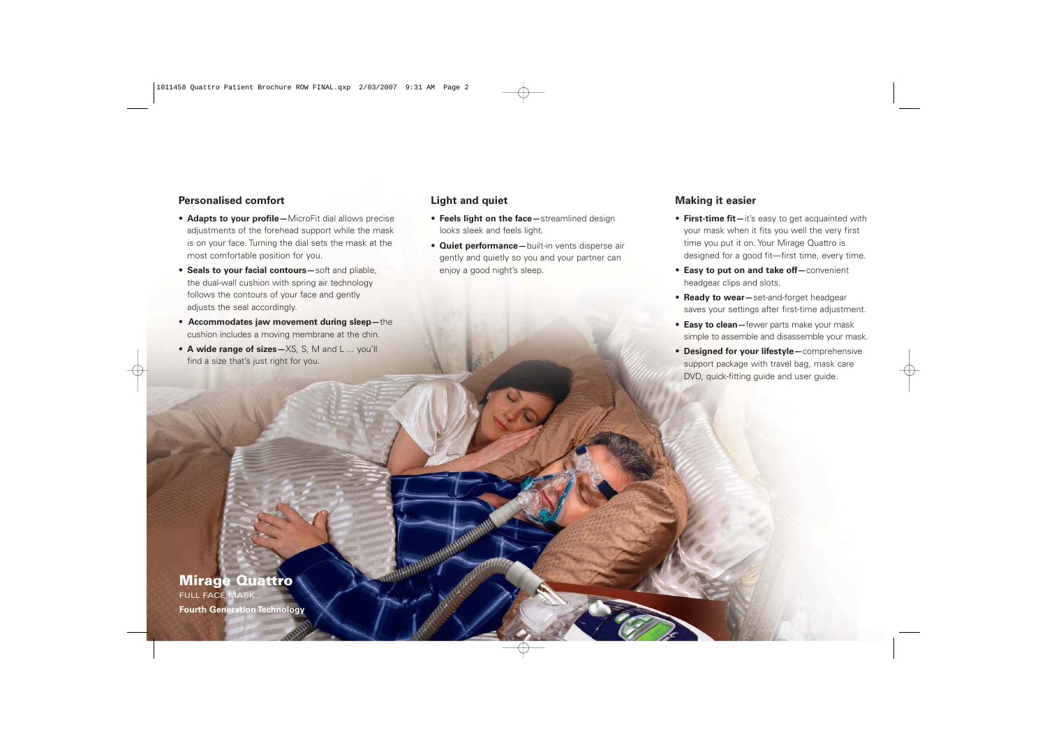## Personalised comfort

- **Adapts to your profile—**MicroFit dial allows precise adjustments of the forehead support while the mask is on your face. Turning the dial sets the mask at the most comfortable position for you.
- **Seals to your facial contours—**soft and pliable, the dual-wall cushion with spring air technology follows the contours of your face and gently adjusts the seal accordingly.
- **Accommodates jaw movement during sleep—**the cushion includes a moving membrane at the chin.
- **A wide range of sizes—**XS, S, M and L ... you'll find a size that's just right for you.

## Light and quiet

- **Feels light on the face—**streamlined design looks sleek and feels light.
- **Quiet performance—**built-in vents disperse air gently and quietly so you and your partner can enjoy a good night's sleep.

## Making it easier

- **First-time fit—**it's easy to get acquainted with your mask when it fits you well the very first time you put it on. Your Mirage Quattro is designed for a good fit—first time, every time.
- **Easy to put on and take off—**convenient headgear clips and slots.
- **Ready to wear—**set-and-forget headgear saves your settings after first-time adjustment.
- **Easy to clean—**fewer parts make your mask simple to assemble and disassemble your mask.
- **Designed for your lifestyle—**comprehensive support package with travel bag, mask care DVD, quick-fitting guide and user guide.

**Mirage Quattro**

FULL FACE MASK

**Fourth Generation Technology**